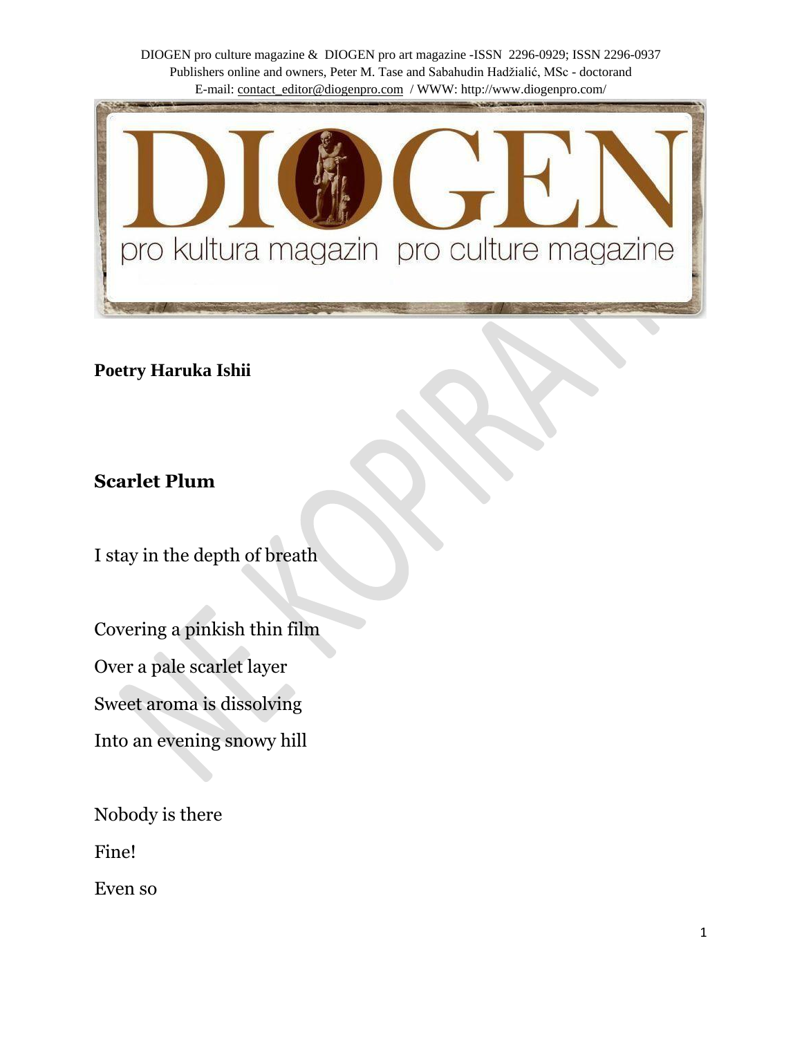**Poetry Haruka Ishii**

## Scarlet Plum

I stay in the depth of breath

Covering a pinkish thin film

Over a pale scarlet layer

Sweet aroma is dissolving

Into an evening snowy hill

Nobody is there

Fine!

Even so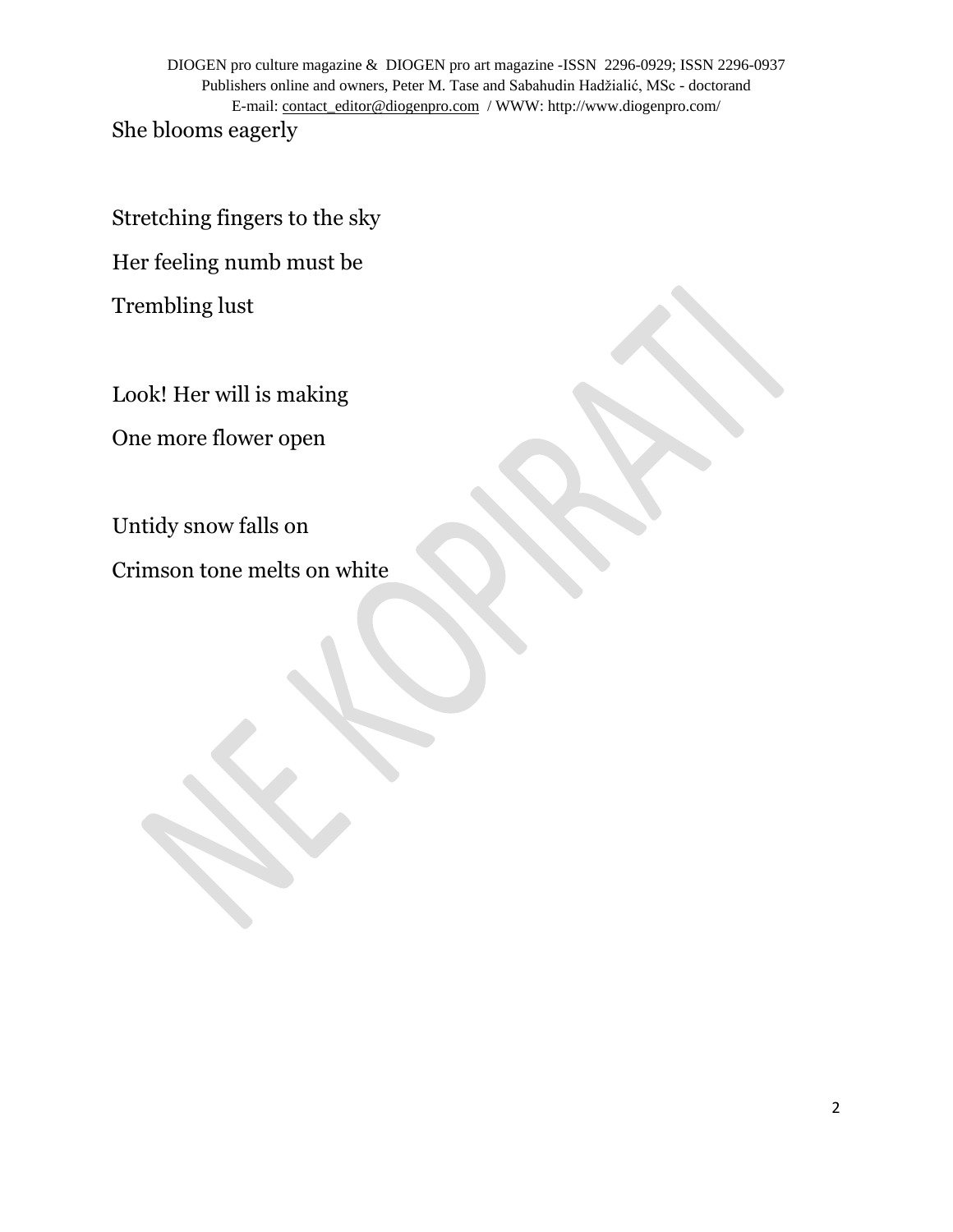She blooms eagerly

Stretching fingers to the sky

Her feeling numb must be

Trembling lust

Look! Her will is making

One more flower open

Untidy snow falls on

Crimson tone melts on white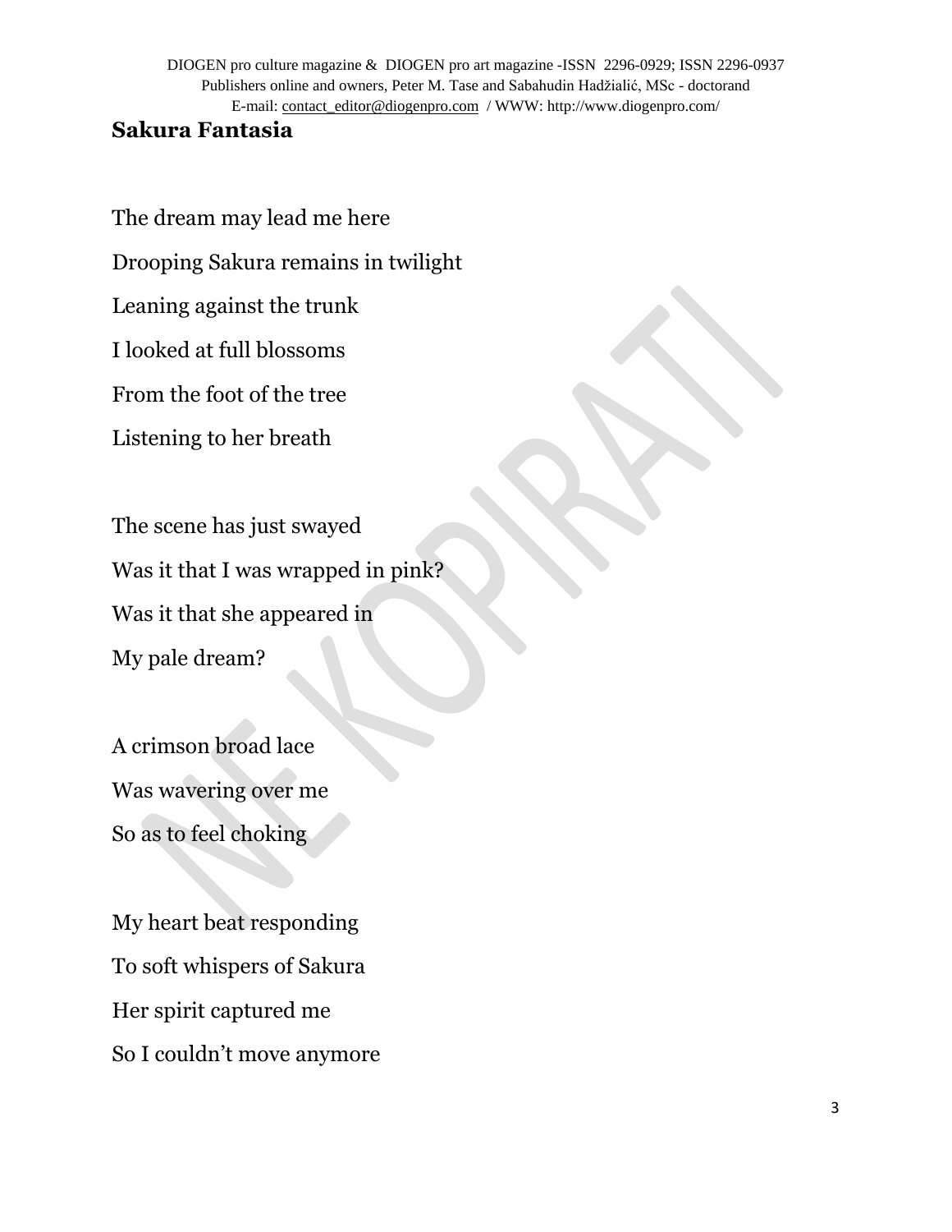## Sakura Fantasia

The dream may lead me here

Drooping Sakura remains in twilight

Leaning against the trunk

I looked at full blossoms

From the foot of the tree

Listening to her breath

The scene has just swayed

Was it that I was wrapped in pink?

Was it that she appeared in

My pale dream?

A crimson broad lace

Was wavering over me

So as to feel choking

My heart beat responding

To soft whispers of Sakura

Her spirit captured me

So I couldn't move anymore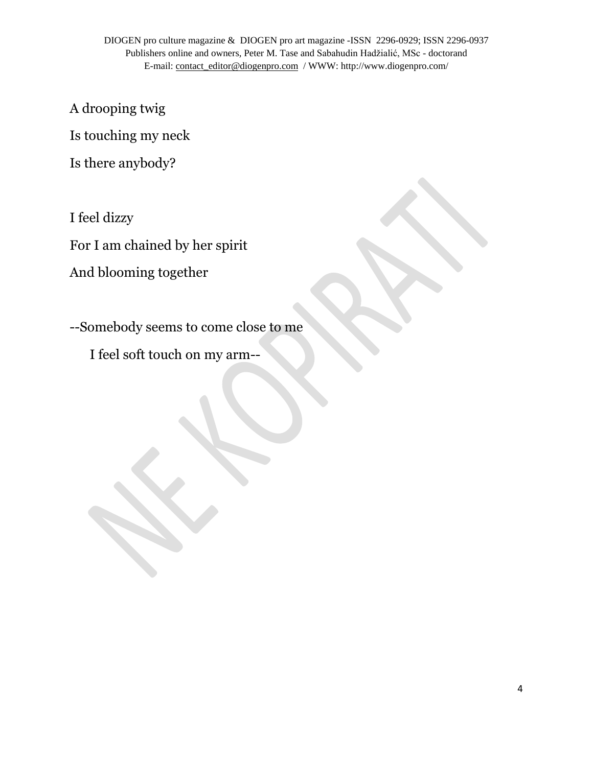A drooping twig

Is touching my neck

Is there anybody?

I feel dizzy

For I am chained by her spirit

And blooming together

--Somebody seems to come close to me

   I feel soft touch on my arm--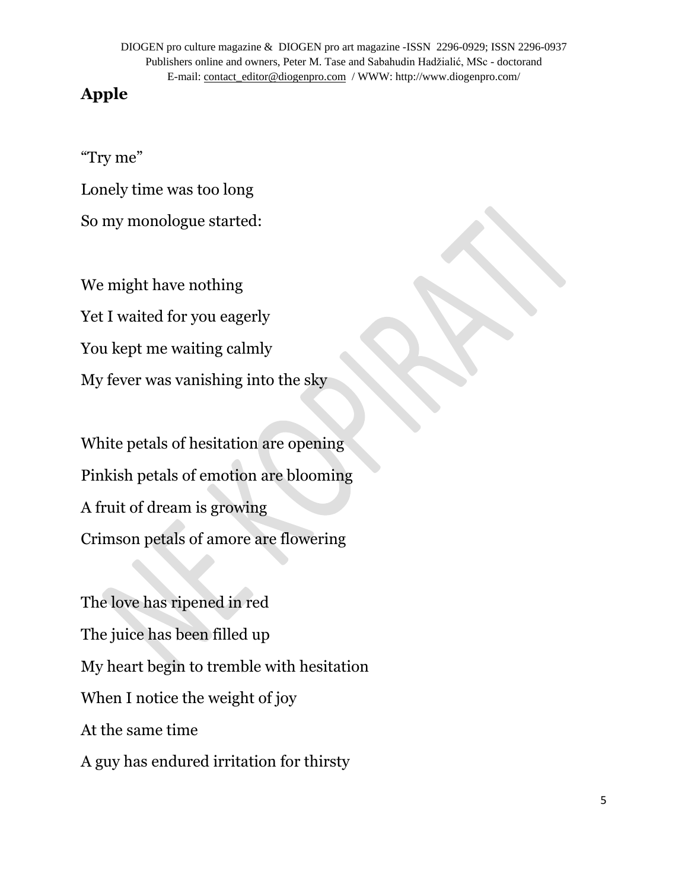**Apple**

“Try me”

Lonely time was too long

So my monologue started:

We might have nothing

Yet I waited for you eagerly

You kept me waiting calmly

My fever was vanishing into the sky

White petals of hesitation are opening

Pinkish petals of emotion are blooming

A fruit of dream is growing

Crimson petals of amore are flowering

The love has ripened in red

The juice has been filled up

My heart begin to tremble with hesitation

When I notice the weight of joy

At the same time

A guy has endured irritation for thirsty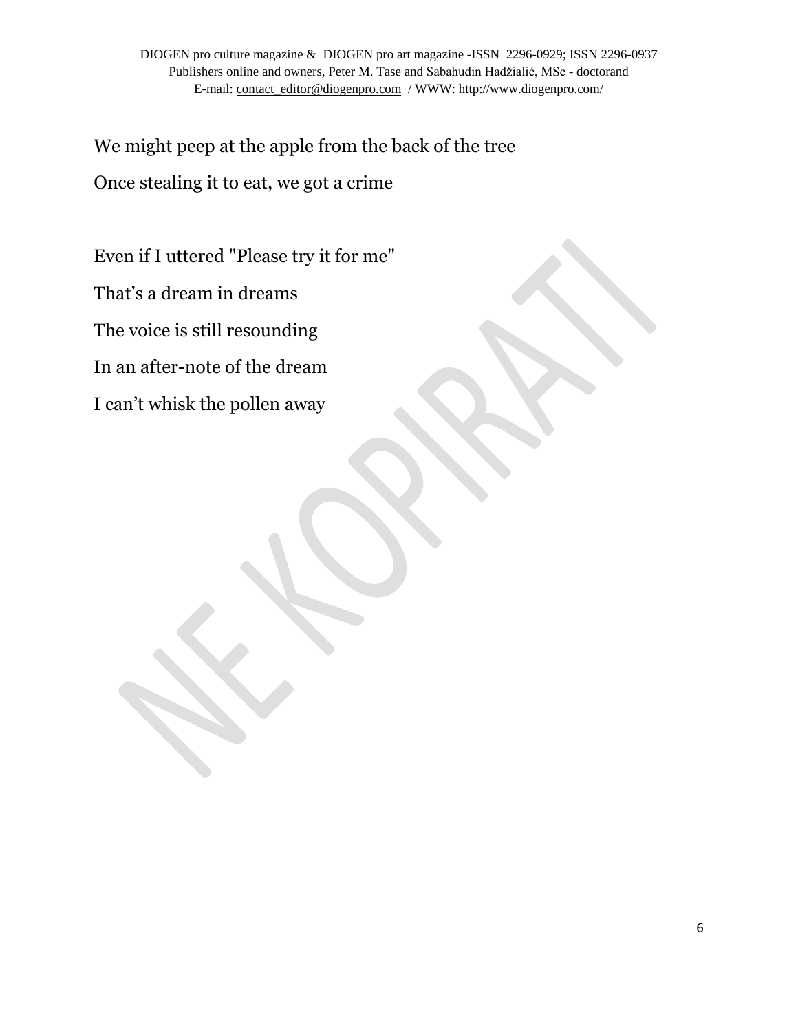We might peep at the apple from the back of the tree

Once stealing it to eat, we got a crime

Even if I uttered "Please try it for me"

That's a dream in dreams

The voice is still resounding

In an after-note of the dream

I can't whisk the pollen away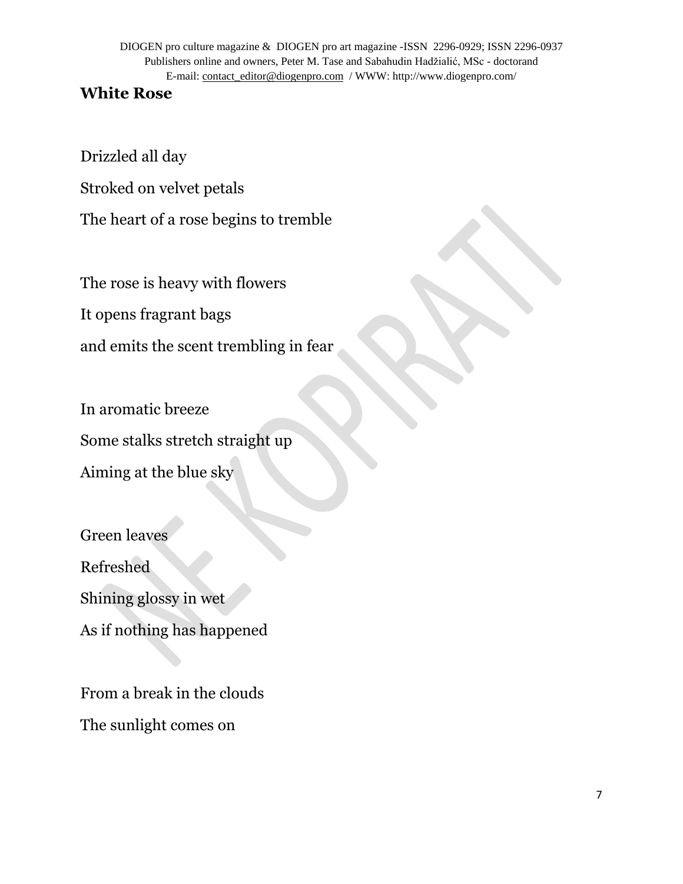**White Rose**

Drizzled all day
Stroked on velvet petals
The heart of a rose begins to tremble

The rose is heavy with flowers
It opens fragrant bags
and emits the scent trembling in fear

In aromatic breeze
Some stalks stretch straight up
Aiming at the blue sky

Green leaves
Refreshed
Shining glossy in wet
As if nothing has happened

From a break in the clouds
The sunlight comes on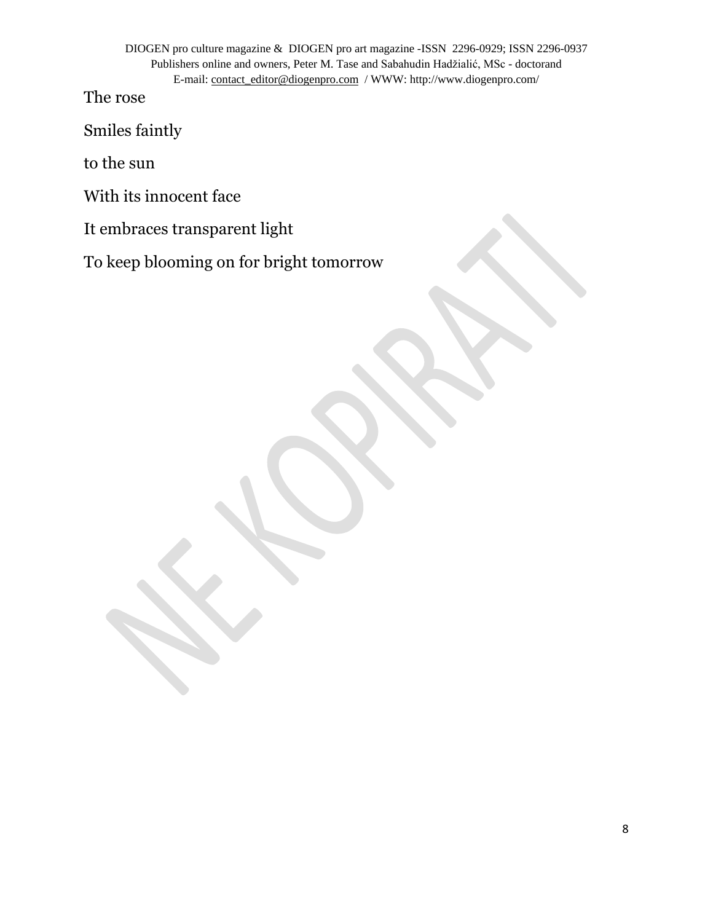The rose

Smiles faintly

to the sun

With its innocent face

It embraces transparent light

To keep blooming on for bright tomorrow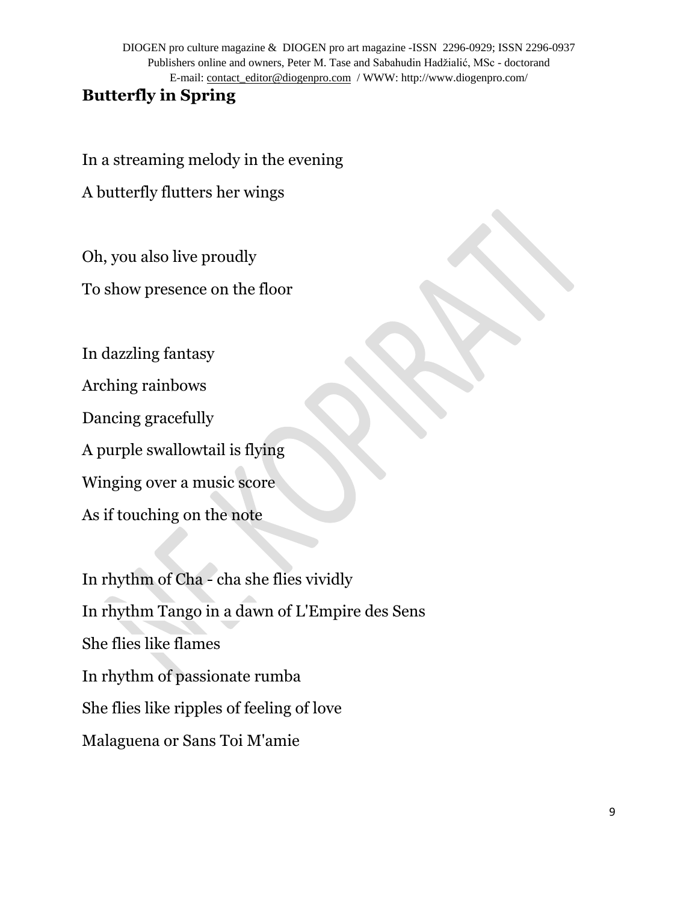**Butterfly in Spring**

In a streaming melody in the evening

A butterfly flutters her wings

Oh, you also live proudly

To show presence on the floor

In dazzling fantasy

Arching rainbows

Dancing gracefully

A purple swallowtail is flying

Winging over a music score

As if touching on the note

In rhythm of Cha - cha she flies vividly

In rhythm Tango in a dawn of L'Empire des Sens

She flies like flames

In rhythm of passionate rumba

She flies like ripples of feeling of love

Malaguena or Sans Toi M'amie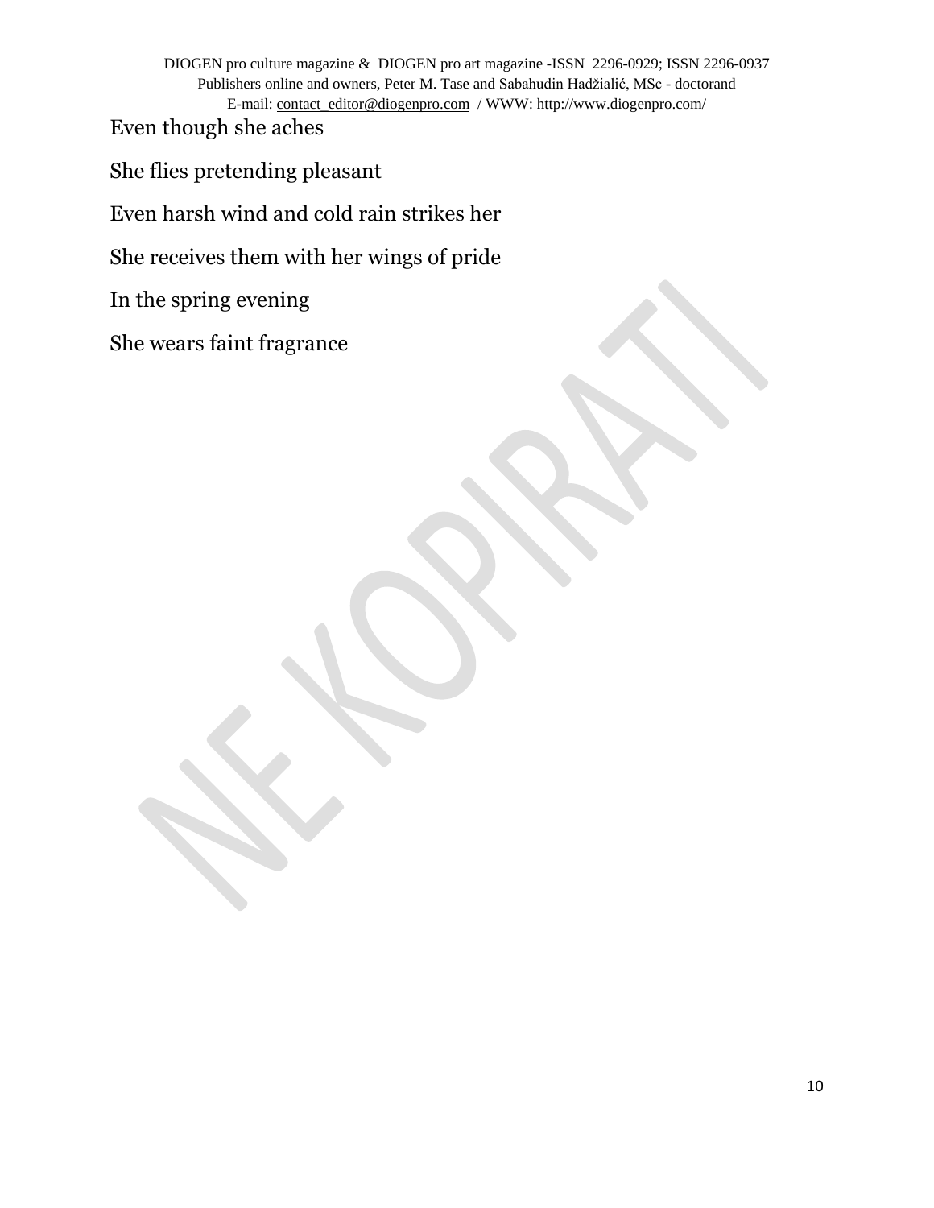Even though she aches

She flies pretending pleasant

Even harsh wind and cold rain strikes her

She receives them with her wings of pride

In the spring evening

She wears faint fragrance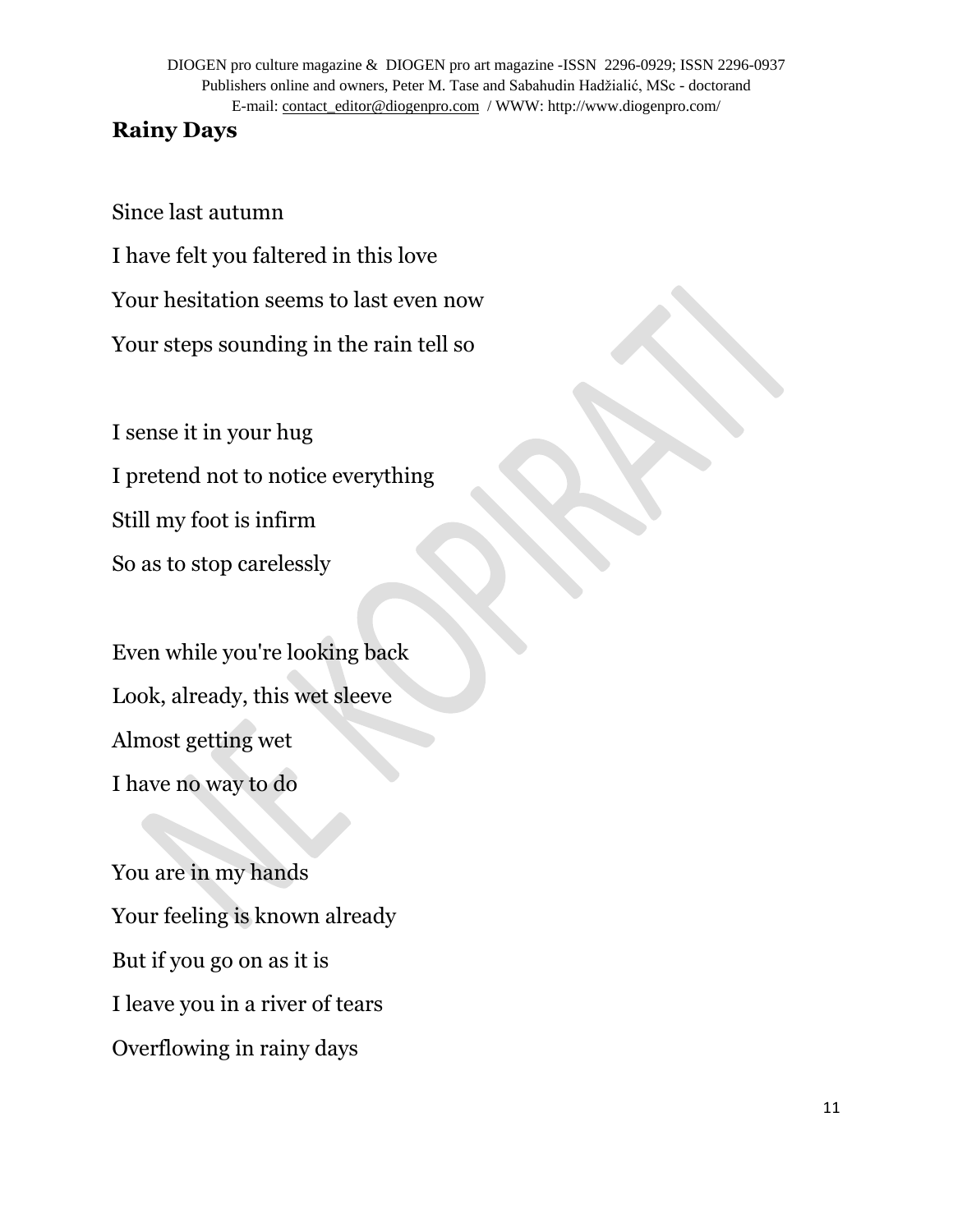**Rainy Days**

Since last autumn

I have felt you faltered in this love

Your hesitation seems to last even now

Your steps sounding in the rain tell so

I sense it in your hug

I pretend not to notice everything

Still my foot is infirm

So as to stop carelessly

Even while you're looking back

Look, already, this wet sleeve

Almost getting wet

I have no way to do

You are in my hands

Your feeling is known already

But if you go on as it is

I leave you in a river of tears

Overflowing in rainy days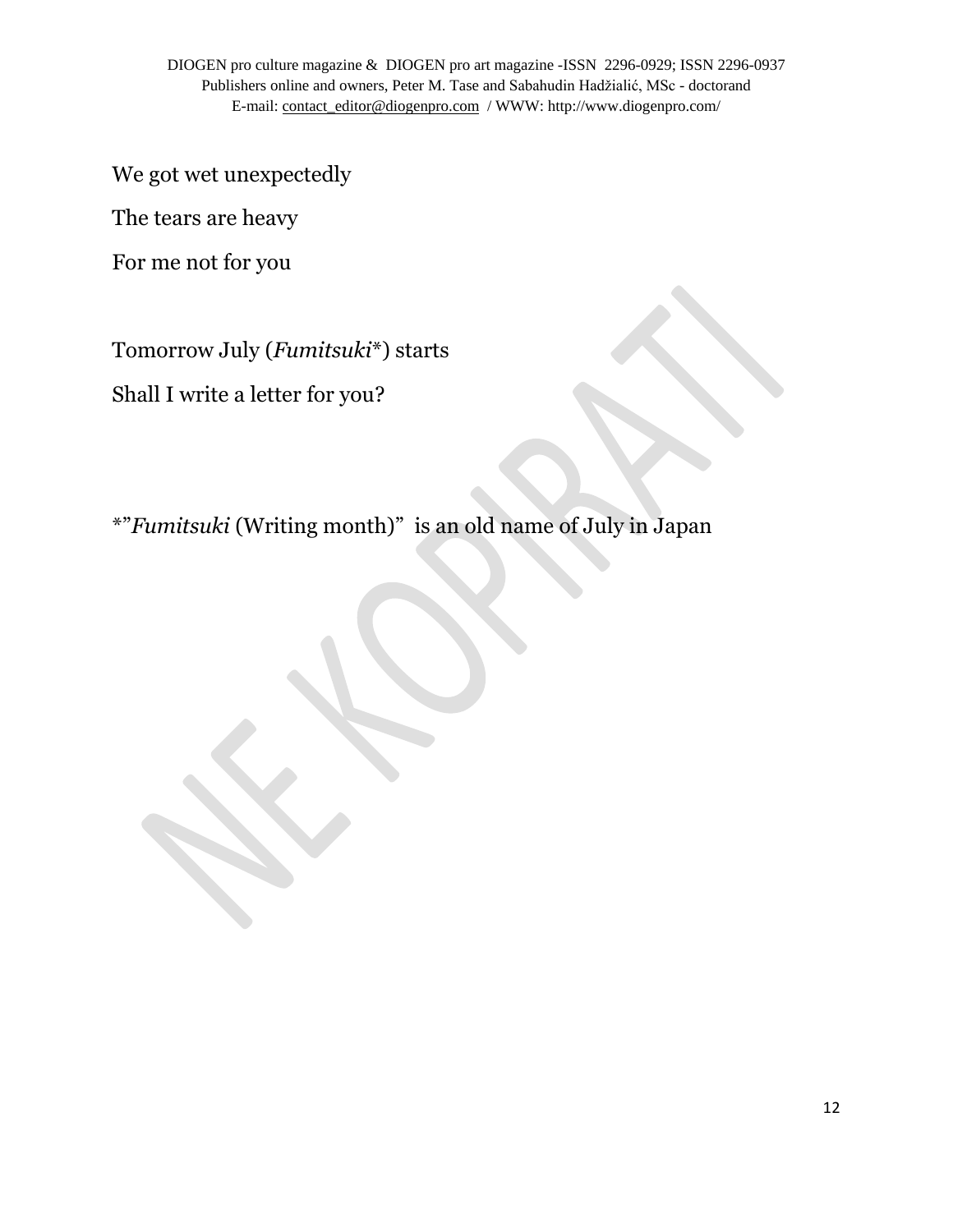We got wet unexpectedly

The tears are heavy

For me not for you

Tomorrow July (*Fumitsuki**) starts

Shall I write a letter for you?

*"*Fumitsuki* (Writing month)" is an old name of July in Japan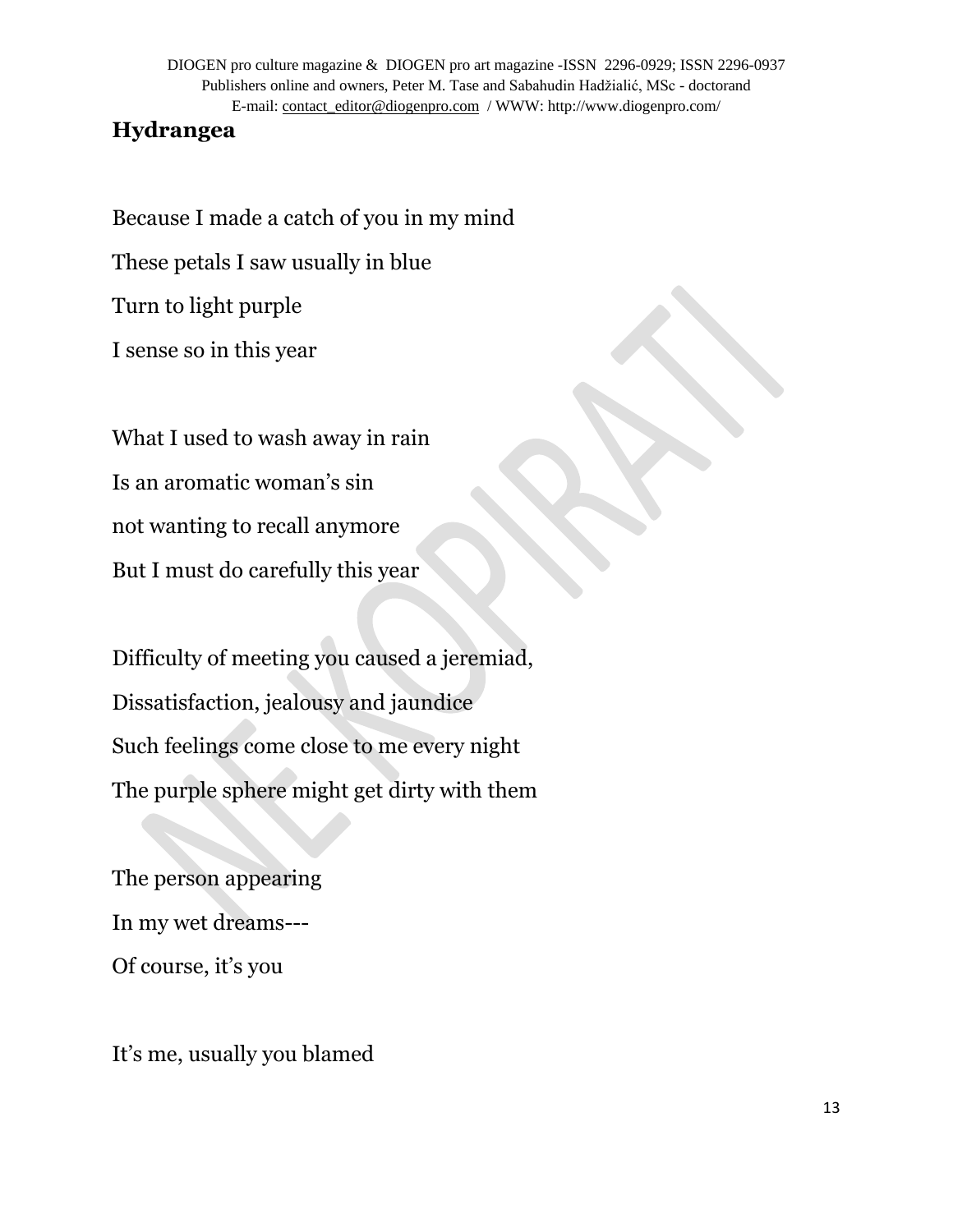## Hydrangea

Because I made a catch of you in my mind

These petals I saw usually in blue

Turn to light purple

I sense so in this year

What I used to wash away in rain

Is an aromatic woman's sin

not wanting to recall anymore

But I must do carefully this year

Difficulty of meeting you caused a jeremiad,

Dissatisfaction, jealousy and jaundice

Such feelings come close to me every night

The purple sphere might get dirty with them

The person appearing

In my wet dreams---

Of course, it's you

It's me, usually you blamed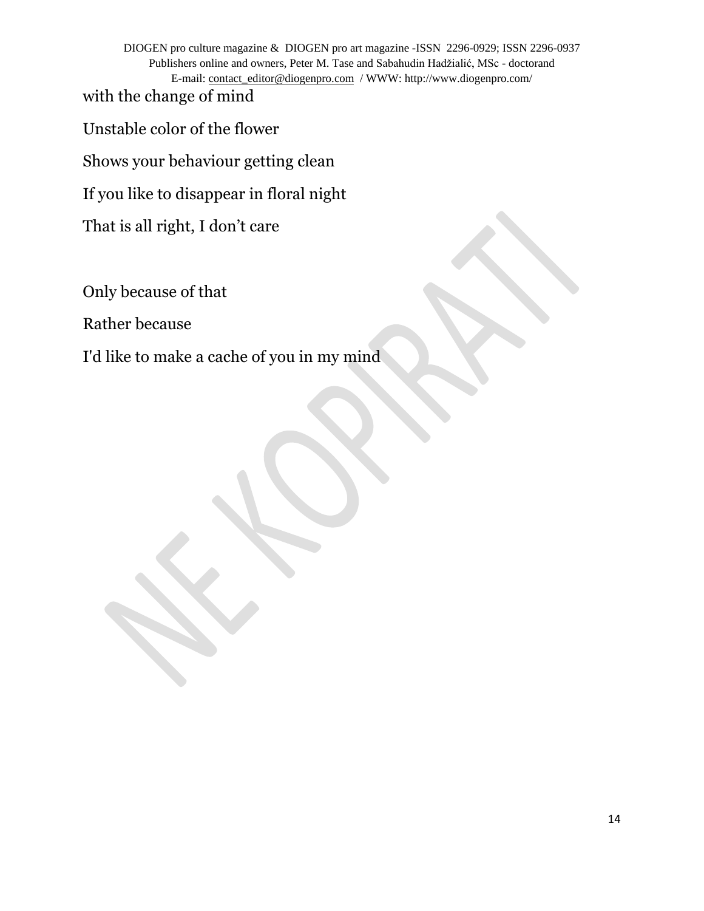with the change of mind

Unstable color of the flower

Shows your behaviour getting clean

If you like to disappear in floral night

That is all right, I don’t care

Only because of that

Rather because

I'd like to make a cache of you in my mind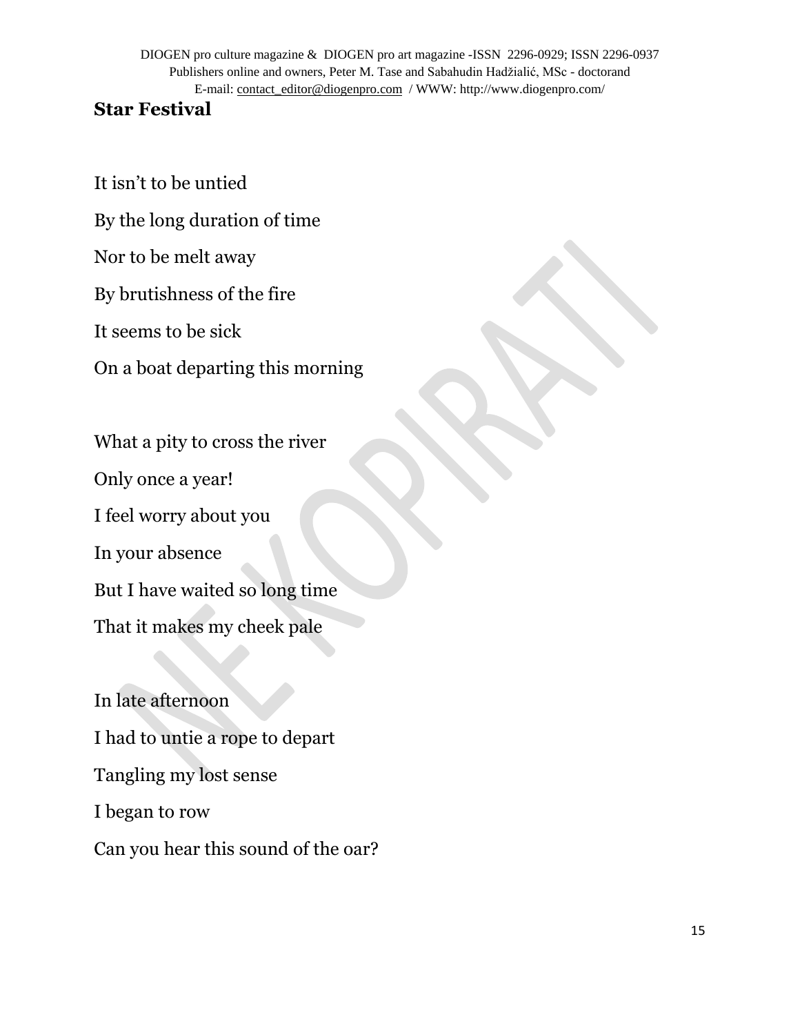**Star Festival**

It isn't to be untied

By the long duration of time

Nor to be melt away

By brutishness of the fire

It seems to be sick

On a boat departing this morning

What a pity to cross the river

Only once a year!

I feel worry about you

In your absence

But I have waited so long time

That it makes my cheek pale

In late afternoon

I had to untie a rope to depart

Tangling my lost sense

I began to row

Can you hear this sound of the oar?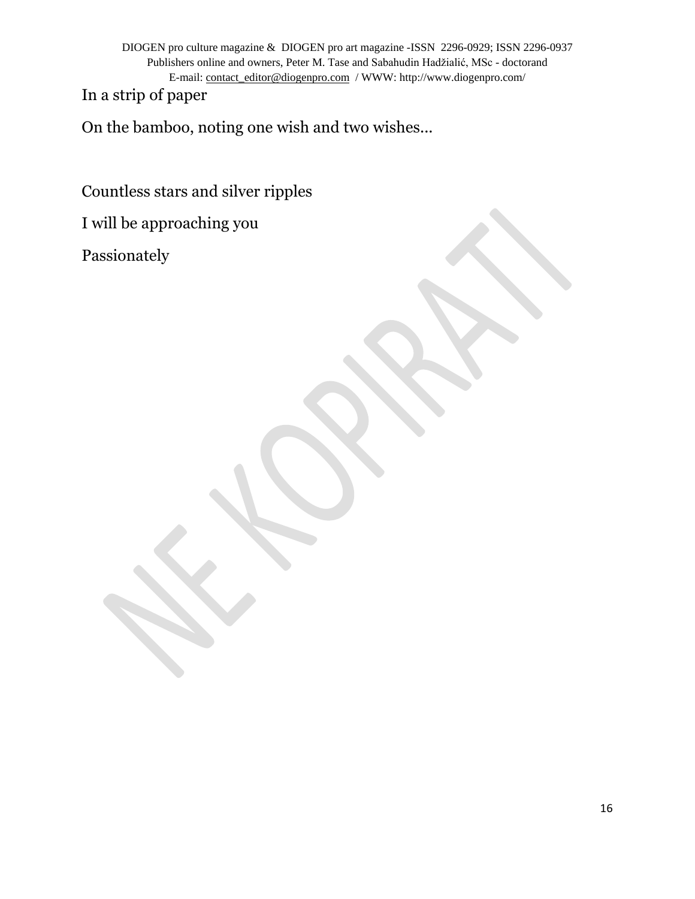In a strip of paper

On the bamboo, noting one wish and two wishes…

Countless stars and silver ripples

I will be approaching you

Passionately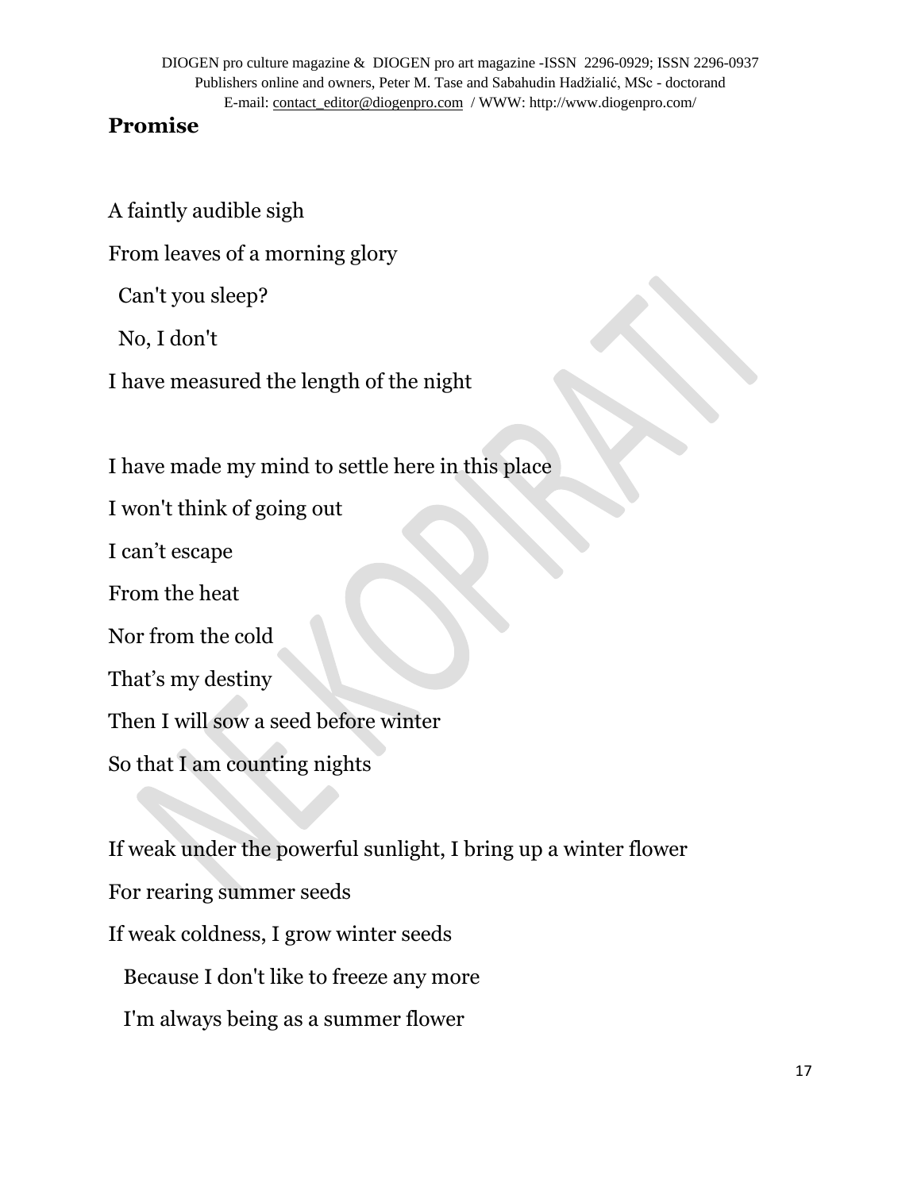**Promise**

A faintly audible sigh

From leaves of a morning glory

Can't you sleep?

No, I don't

I have measured the length of the night

I have made my mind to settle here in this place

I won't think of going out

I can’t escape

From the heat

Nor from the cold

That’s my destiny

Then I will sow a seed before winter

So that I am counting nights

If weak under the powerful sunlight, I bring up a winter flower

For rearing summer seeds

If weak coldness, I grow winter seeds

Because I don't like to freeze any more

I'm always being as a summer flower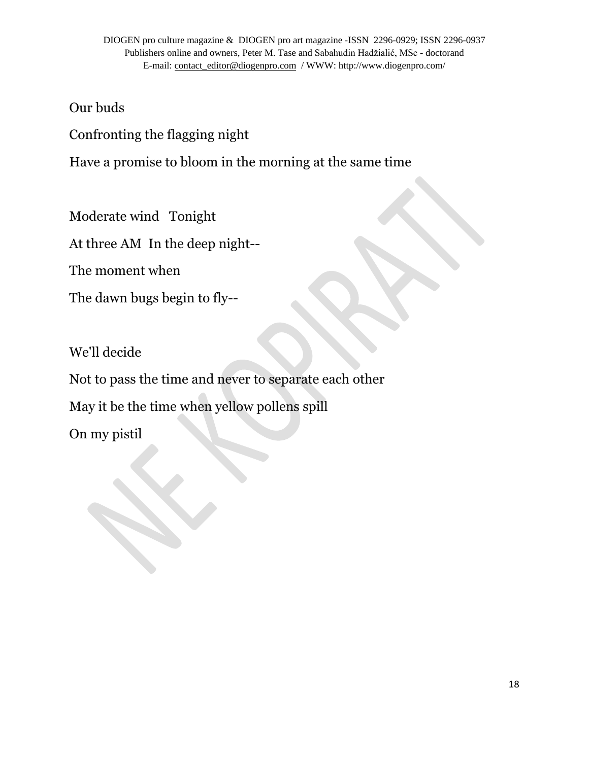Our buds

Confronting the flagging night

Have a promise to bloom in the morning at the same time

Moderate wind   Tonight

At three AM  In the deep night--

The moment when

The dawn bugs begin to fly--

We'll decide

Not to pass the time and never to separate each other

May it be the time when yellow pollens spill

On my pistil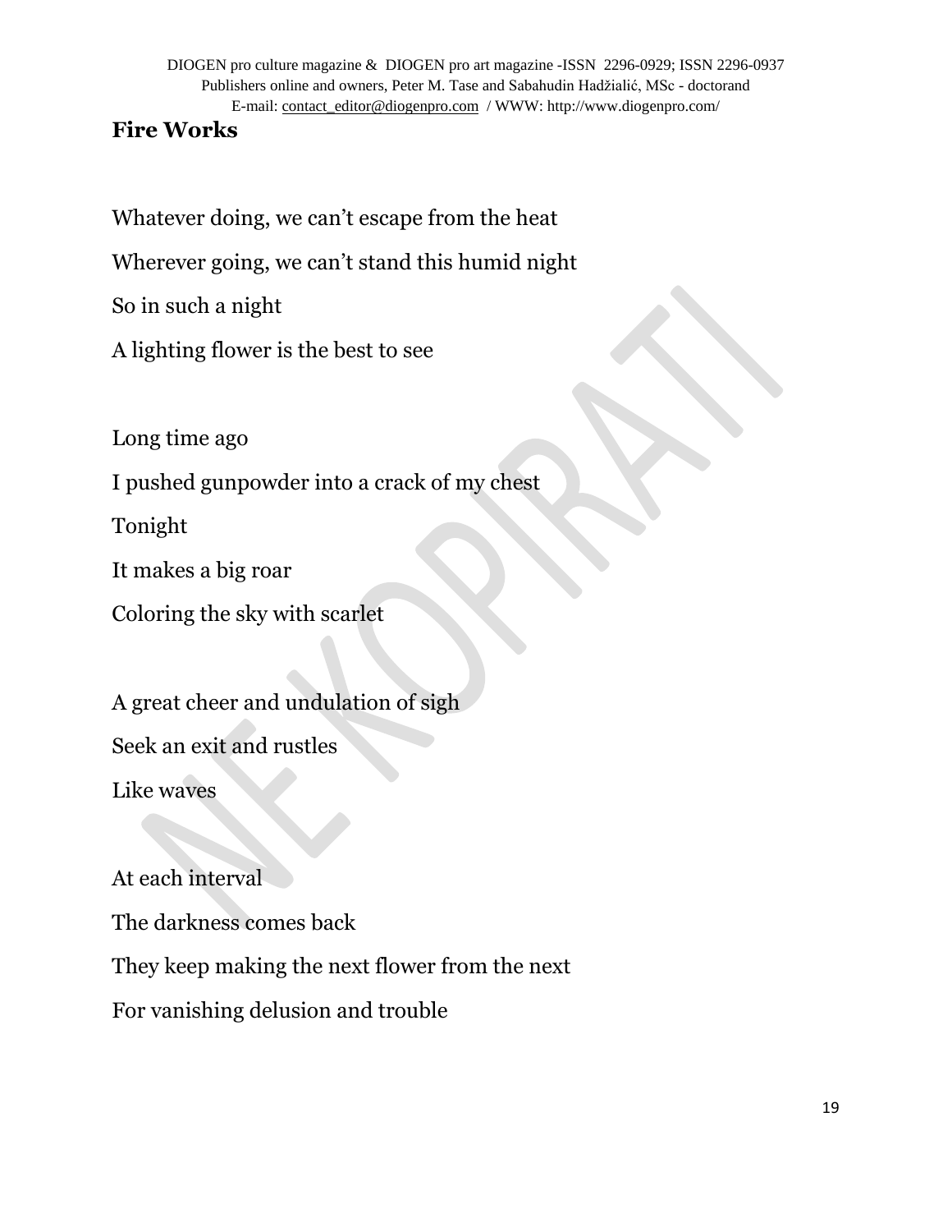## Fire Works

Whatever doing, we can't escape from the heat

Wherever going, we can't stand this humid night

So in such a night

A lighting flower is the best to see

Long time ago

I pushed gunpowder into a crack of my chest

Tonight

It makes a big roar

Coloring the sky with scarlet

A great cheer and undulation of sigh

Seek an exit and rustles

Like waves

At each interval

The darkness comes back

They keep making the next flower from the next

For vanishing delusion and trouble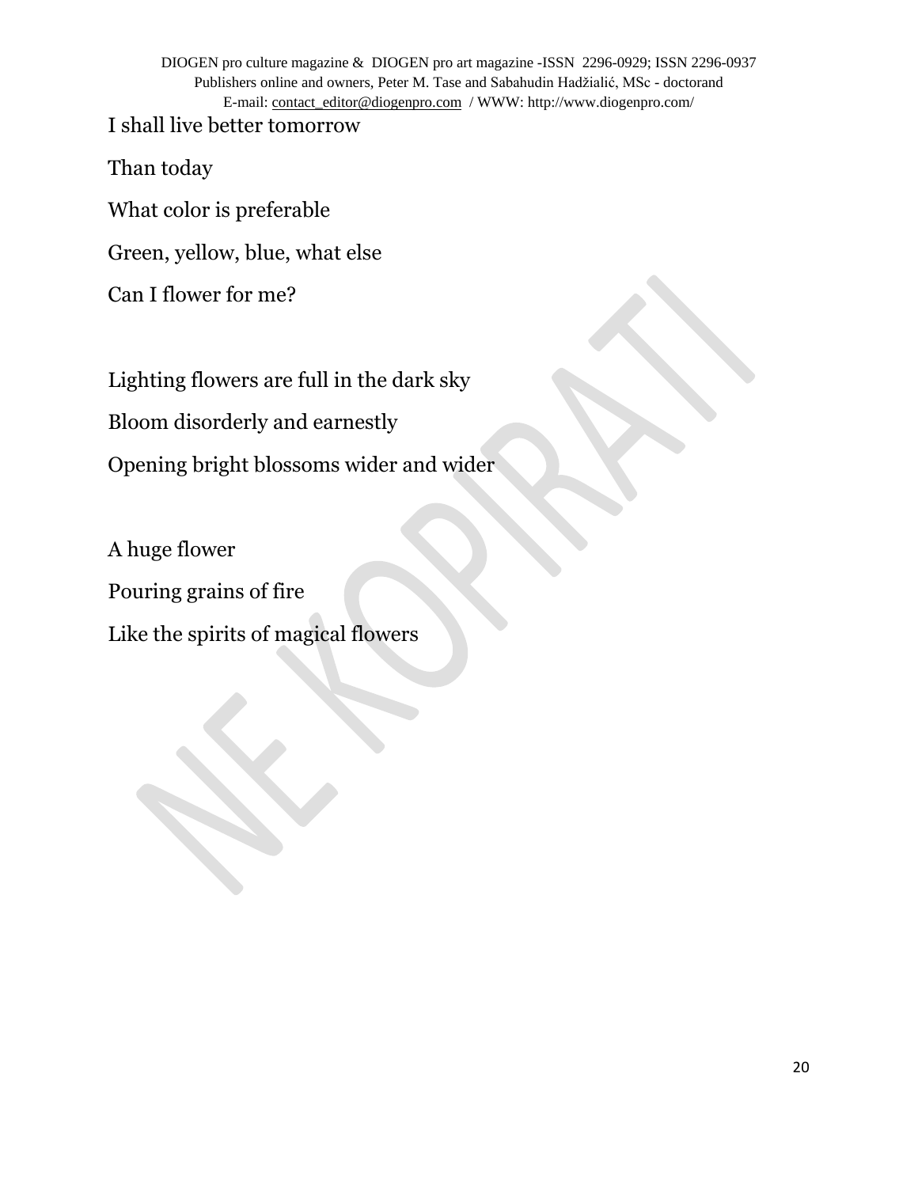I shall live better tomorrow

Than today

What color is preferable

Green, yellow, blue, what else

Can I flower for me?

Lighting flowers are full in the dark sky

Bloom disorderly and earnestly

Opening bright blossoms wider and wider

A huge flower

Pouring grains of fire

Like the spirits of magical flowers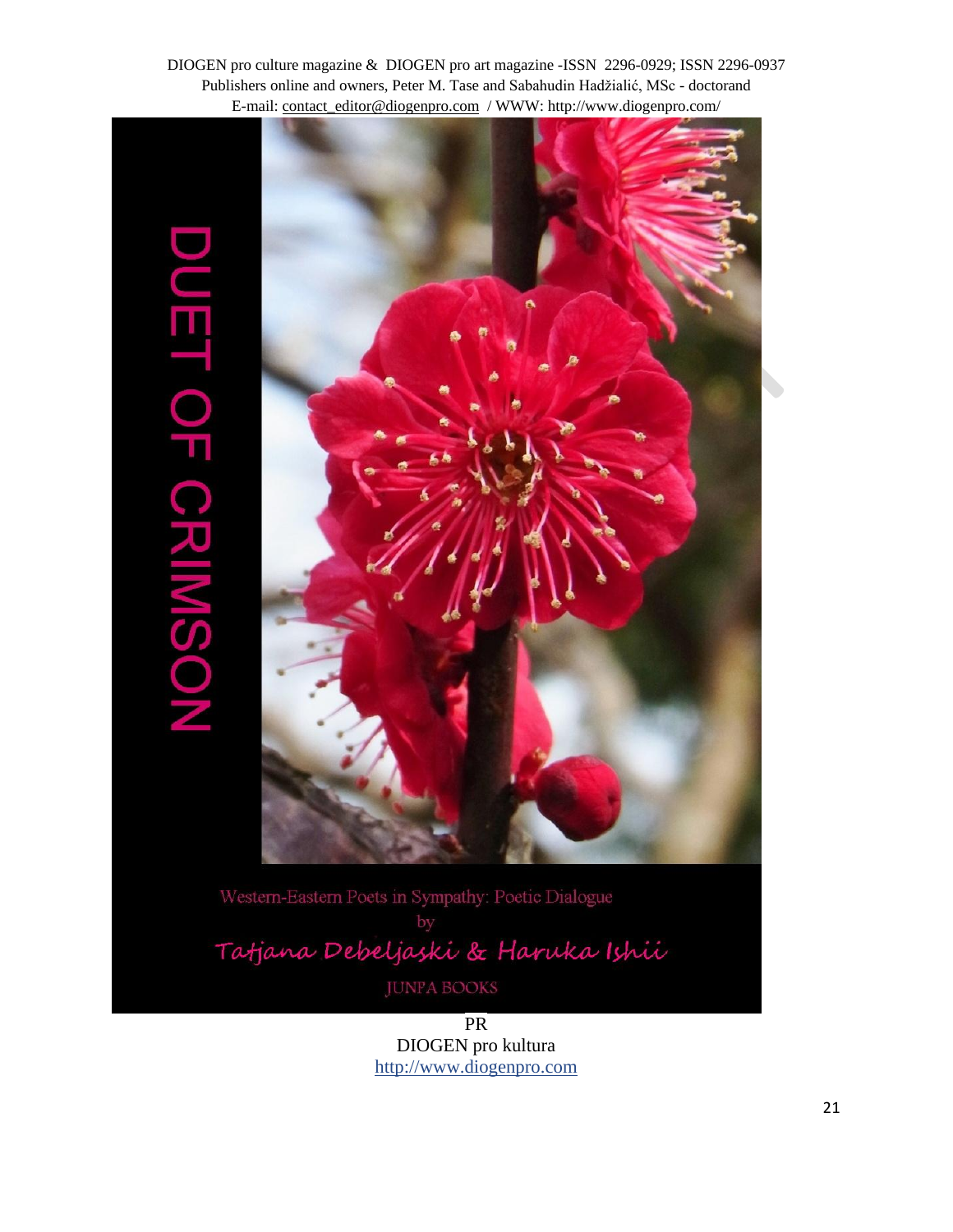DUET OF CRIMSON

Western-Eastern Poets in Sympathy: Poetic Dialogue

by

Tatjana Debeljaski & Haruka Ishii

JUNPA BOOKS

PR

DIOGEN pro kultura

http://www.diogenpro.com